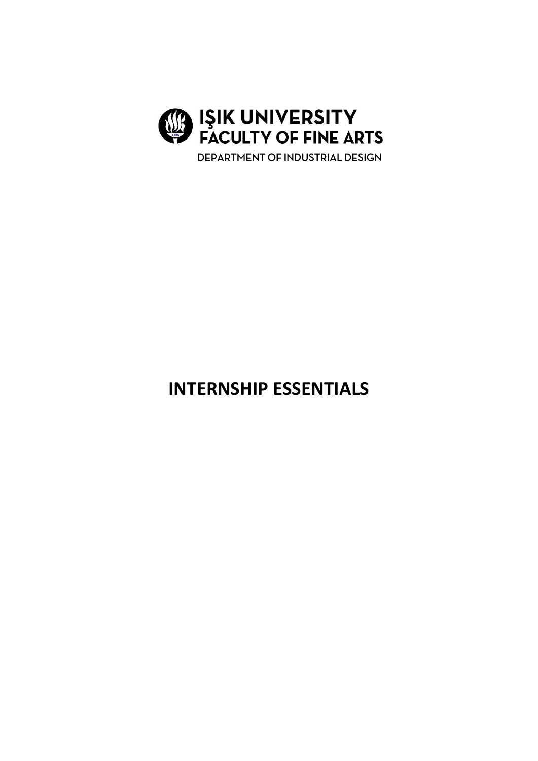IŞIK UNIVERSITY
FACULTY OF FINE ARTS

DEPARTMENT OF INDUSTRIAL DESIGN

# INTERNSHIP ESSENTIALS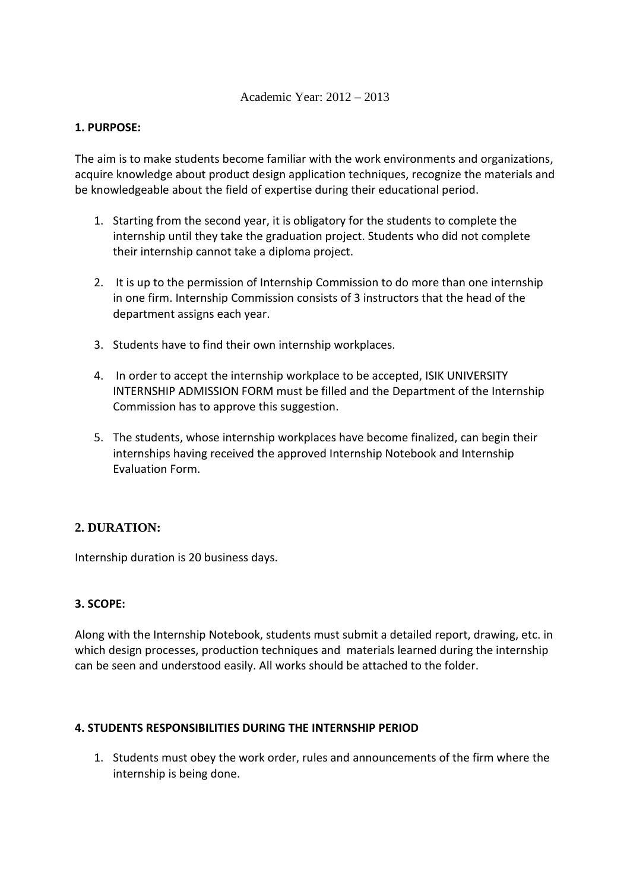Academic Year: 2012 – 2013

**1. PURPOSE:**

The aim is to make students become familiar with the work environments and organizations, acquire knowledge about product design application techniques, recognize the materials and be knowledgeable about the field of expertise during their educational period.

1. Starting from the second year, it is obligatory for the students to complete the internship until they take the graduation project. Students who did not complete their internship cannot take a diploma project.
2. It is up to the permission of Internship Commission to do more than one internship in one firm. Internship Commission consists of 3 instructors that the head of the department assigns each year.
3. Students have to find their own internship workplaces.
4. In order to accept the internship workplace to be accepted, ISIK UNIVERSITY INTERNSHIP ADMISSION FORM must be filled and the Department of the Internship Commission has to approve this suggestion.
5. The students, whose internship workplaces have become finalized, can begin their internships having received the approved Internship Notebook and Internship Evaluation Form.

**2. DURATION:**

Internship duration is 20 business days.

**3. SCOPE:**

Along with the Internship Notebook, students must submit a detailed report, drawing, etc. in which design processes, production techniques and materials learned during the internship can be seen and understood easily. All works should be attached to the folder.

**4. STUDENTS RESPONSIBILITIES DURING THE INTERNSHIP PERIOD**

1. Students must obey the work order, rules and announcements of the firm where the internship is being done.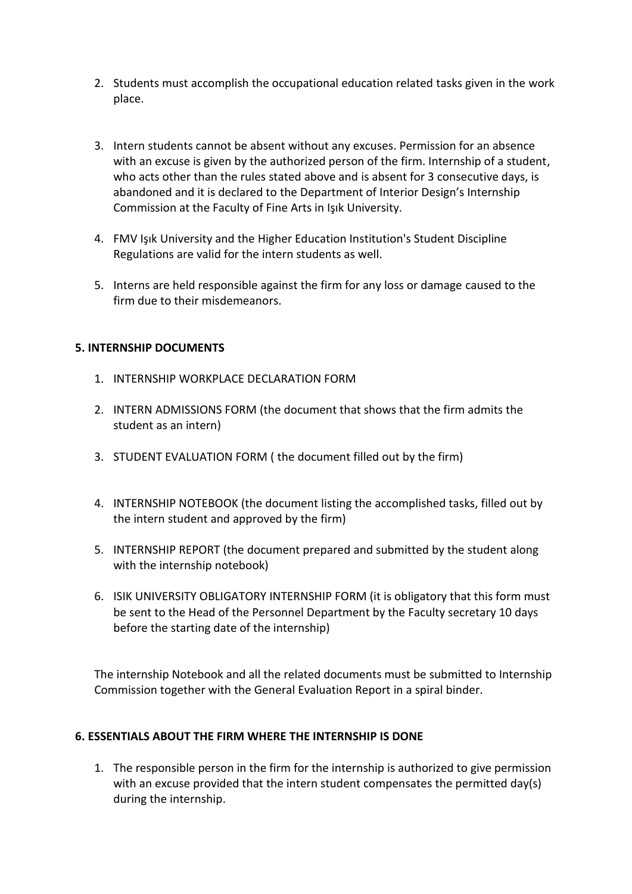2. Students must accomplish the occupational education related tasks given in the work place.

3. Intern students cannot be absent without any excuses. Permission for an absence with an excuse is given by the authorized person of the firm. Internship of a student, who acts other than the rules stated above and is absent for 3 consecutive days, is abandoned and it is declared to the Department of Interior Design's Internship Commission at the Faculty of Fine Arts in Işık University.

4. FMV Işık University and the Higher Education Institution's Student Discipline Regulations are valid for the intern students as well.

5. Interns are held responsible against the firm for any loss or damage caused to the firm due to their misdemeanors.

**5. INTERNSHIP DOCUMENTS**

1. INTERNSHIP WORKPLACE DECLARATION FORM

2. INTERN ADMISSIONS FORM (the document that shows that the firm admits the student as an intern)

3. STUDENT EVALUATION FORM ( the document filled out by the firm)

4. INTERNSHIP NOTEBOOK (the document listing the accomplished tasks, filled out by the intern student and approved by the firm)

5. INTERNSHIP REPORT (the document prepared and submitted by the student along with the internship notebook)

6. ISIK UNIVERSITY OBLIGATORY INTERNSHIP FORM (it is obligatory that this form must be sent to the Head of the Personnel Department by the Faculty secretary 10 days before the starting date of the internship)

The internship Notebook and all the related documents must be submitted to Internship Commission together with the General Evaluation Report in a spiral binder.

**6. ESSENTIALS ABOUT THE FIRM WHERE THE INTERNSHIP IS DONE**

1. The responsible person in the firm for the internship is authorized to give permission with an excuse provided that the intern student compensates the permitted day(s) during the internship.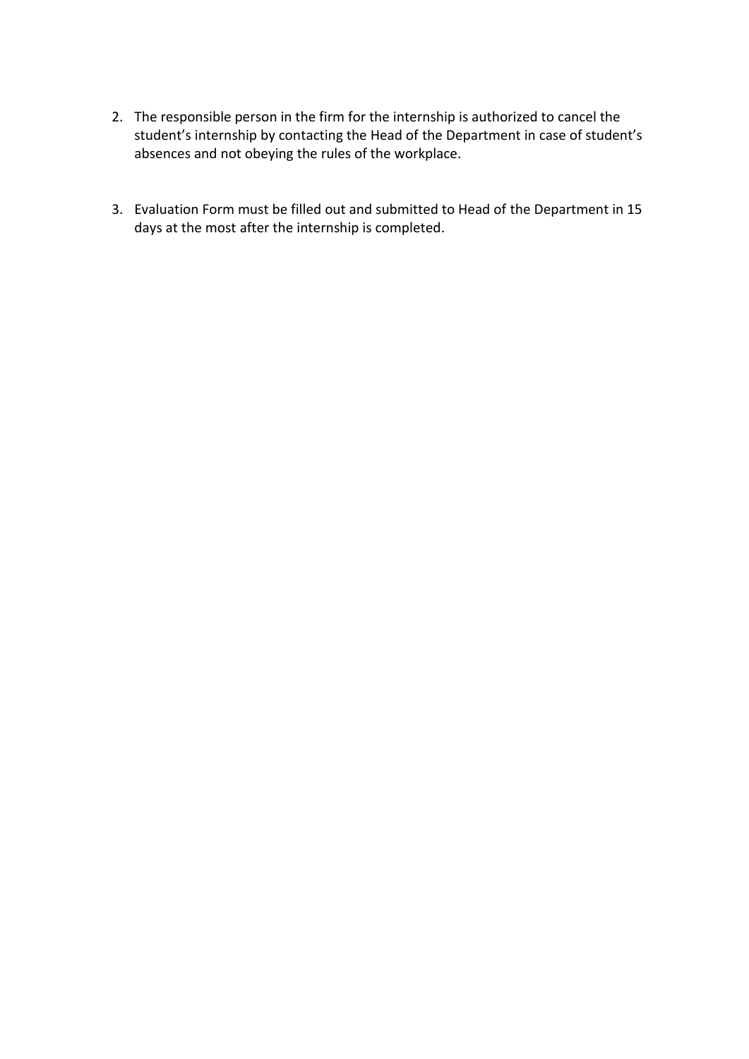2. The responsible person in the firm for the internship is authorized to cancel the student's internship by contacting the Head of the Department in case of student's absences and not obeying the rules of the workplace.

3. Evaluation Form must be filled out and submitted to Head of the Department in 15 days at the most after the internship is completed.